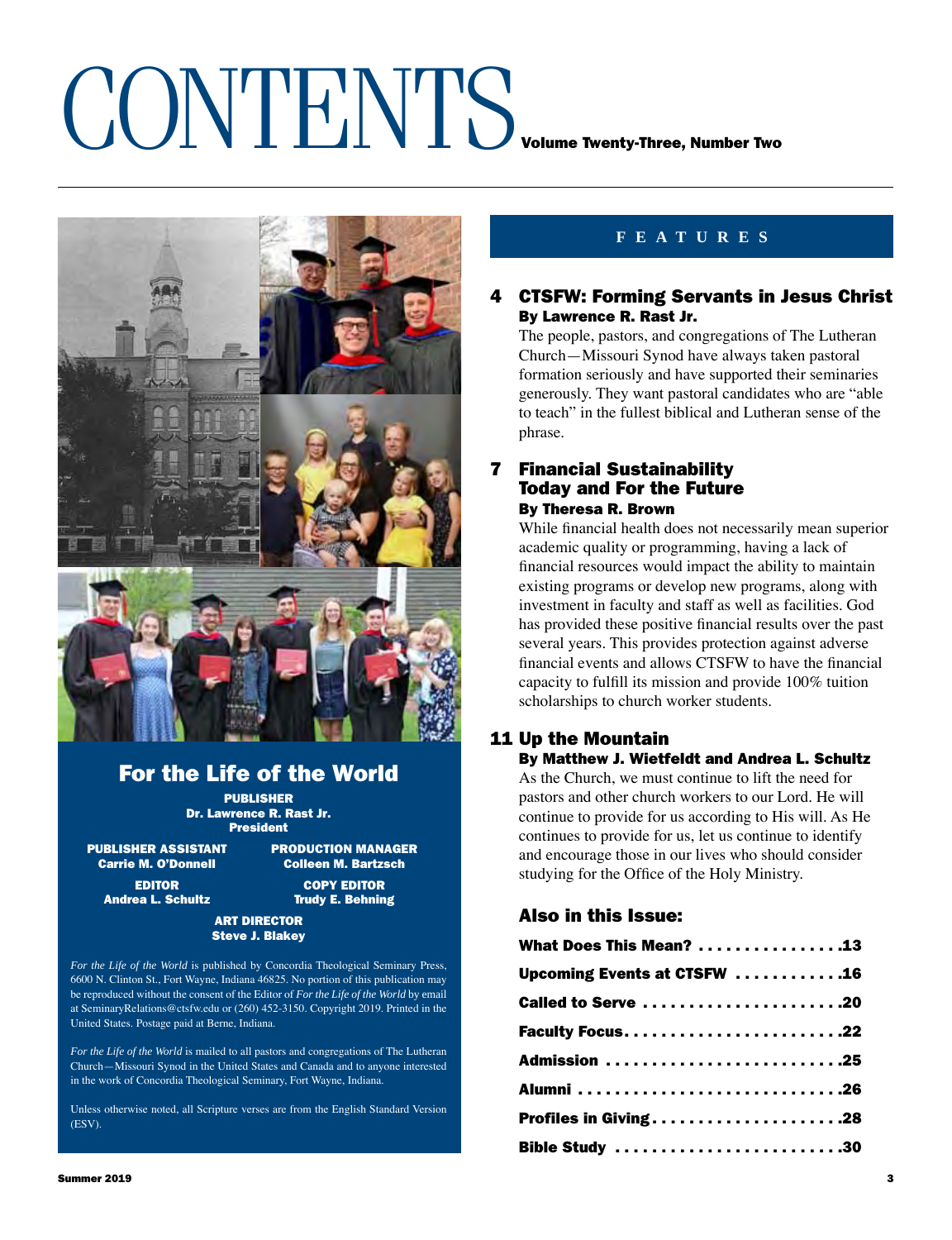# CONTENTS

**Volume Twenty-Three, Number Two**

## For the Life of the World

**PUBLISHER**
Dr. Lawrence R. Rast Jr.
President

**PUBLISHER ASSISTANT**
Carrie M. O'Donnell

**PRODUCTION MANAGER**
Colleen M. Bartzsch

**EDITOR**
Andrea L. Schultz

**COPY EDITOR**
Trudy E. Behning

**ART DIRECTOR**
Steve J. Blakey

*For the Life of the World* is published by Concordia Theological Seminary Press, 6600 N. Clinton St., Fort Wayne, Indiana 46825. No portion of this publication may be reproduced without the consent of the Editor of *For the Life of the World* by email at SeminaryRelations@ctsfw.edu or (260) 452-3150. Copyright 2019. Printed in the United States. Postage paid at Berne, Indiana.

*For the Life of the World* is mailed to all pastors and congregations of The Lutheran Church—Missouri Synod in the United States and Canada and to anyone interested in the work of Concordia Theological Seminary, Fort Wayne, Indiana.

Unless otherwise noted, all Scripture verses are from the English Standard Version (ESV).

## FEATURES

### 4 CTSFW: Forming Servants in Jesus Christ
**By Lawrence R. Rast Jr.**

The people, pastors, and congregations of The Lutheran Church—Missouri Synod have always taken pastoral formation seriously and have supported their seminaries generously. They want pastoral candidates who are "able to teach" in the fullest biblical and Lutheran sense of the phrase.

### 7 Financial Sustainability Today and For the Future
**By Theresa R. Brown**

While financial health does not necessarily mean superior academic quality or programming, having a lack of financial resources would impact the ability to maintain existing programs or develop new programs, along with investment in faculty and staff as well as facilities. God has provided these positive financial results over the past several years. This provides protection against adverse financial events and allows CTSFW to have the financial capacity to fulfill its mission and provide 100% tuition scholarships to church worker students.

### 11 Up the Mountain
**By Matthew J. Wietfeldt and Andrea L. Schultz**

As the Church, we must continue to lift the need for pastors and other church workers to our Lord. He will continue to provide for us according to His will. As He continues to provide for us, let us continue to identify and encourage those in our lives who should consider studying for the Office of the Holy Ministry.

### Also in this Issue:

**What Does This Mean? . . . . . . . . . . . . . . . .13**
**Upcoming Events at CTSFW . . . . . . . . . . . .16**
**Called to Serve . . . . . . . . . . . . . . . . . . . . . .20**
**Faculty Focus. . . . . . . . . . . . . . . . . . . . . . . .22**
**Admission . . . . . . . . . . . . . . . . . . . . . . . . . .25**
**Alumni . . . . . . . . . . . . . . . . . . . . . . . . . . . . .26**
**Profiles in Giving. . . . . . . . . . . . . . . . . . . . .28**
**Bible Study . . . . . . . . . . . . . . . . . . . . . . . . .30**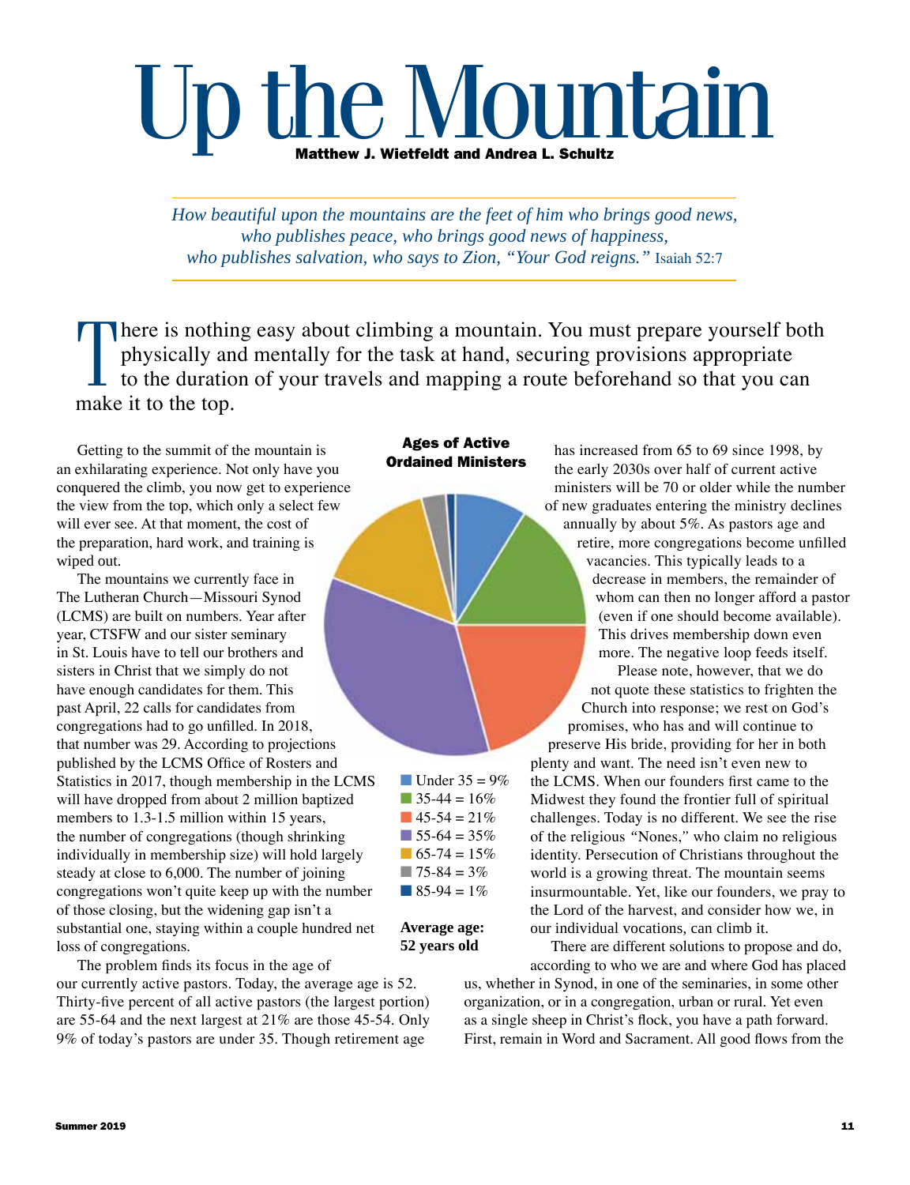# Up the Mountain

**Matthew J. Wietfeldt and Andrea L. Schultz**

*How beautiful upon the mountains are the feet of him who brings good news, who publishes peace, who brings good news of happiness, who publishes salvation, who says to Zion, "Your God reigns."* Isaiah 52:7

There is nothing easy about climbing a mountain. You must prepare yourself both physically and mentally for the task at hand, securing provisions appropriate to the duration of your travels and mapping a route beforehand so that you can make it to the top.

Getting to the summit of the mountain is an exhilarating experience. Not only have you conquered the climb, you now get to experience the view from the top, which only a select few will ever see. At that moment, the cost of the preparation, hard work, and training is wiped out.

The mountains we currently face in The Lutheran Church—Missouri Synod (LCMS) are built on numbers. Year after year, CTSFW and our sister seminary in St. Louis have to tell our brothers and sisters in Christ that we simply do not have enough candidates for them. This past April, 22 calls for candidates from congregations had to go unfilled. In 2018, that number was 29. According to projections published by the LCMS Office of Rosters and Statistics in 2017, though membership in the LCMS will have dropped from about 2 million baptized members to 1.3-1.5 million within 15 years, the number of congregations (though shrinking individually in membership size) will hold largely steady at close to 6,000. The number of joining congregations won't quite keep up with the number of those closing, but the widening gap isn't a substantial one, staying within a couple hundred net loss of congregations.

The problem finds its focus in the age of our currently active pastors. Today, the average age is 52. Thirty-five percent of all active pastors (the largest portion) are 55-64 and the next largest at 21% are those 45-54. Only 9% of today's pastors are under 35. Though retirement age has increased from 65 to 69 since 1998, by the early 2030s over half of current active ministers will be 70 or older while the number of new graduates entering the ministry declines annually by about 5%. As pastors age and retire, more congregations become unfilled vacancies. This typically leads to a decrease in members, the remainder of whom can then no longer afford a pastor (even if one should become available). This drives membership down even more. The negative loop feeds itself.

**Ages of Active Ordained Ministers**

- Under 35 = 9%
- 35-44 = 16%
- 45-54 = 21%
- 55-64 = 35%
- 65-74 = 15%
- 75-84 = 3%
- 85-94 = 1%

**Average age: 52 years old**

Please note, however, that we do not quote these statistics to frighten the Church into response; we rest on God's promises, who has and will continue to preserve His bride, providing for her in both plenty and want. The need isn't even new to the LCMS. When our founders first came to the Midwest they found the frontier full of spiritual challenges. Today is no different. We see the rise of the religious "Nones," who claim no religious identity. Persecution of Christians throughout the world is a growing threat. The mountain seems insurmountable. Yet, like our founders, we pray to the Lord of the harvest, and consider how we, in our individual vocations, can climb it.

There are different solutions to propose and do, according to who we are and where God has placed us, whether in Synod, in one of the seminaries, in some other organization, or in a congregation, urban or rural. Yet even as a single sheep in Christ's flock, you have a path forward. First, remain in Word and Sacrament. All good flows from the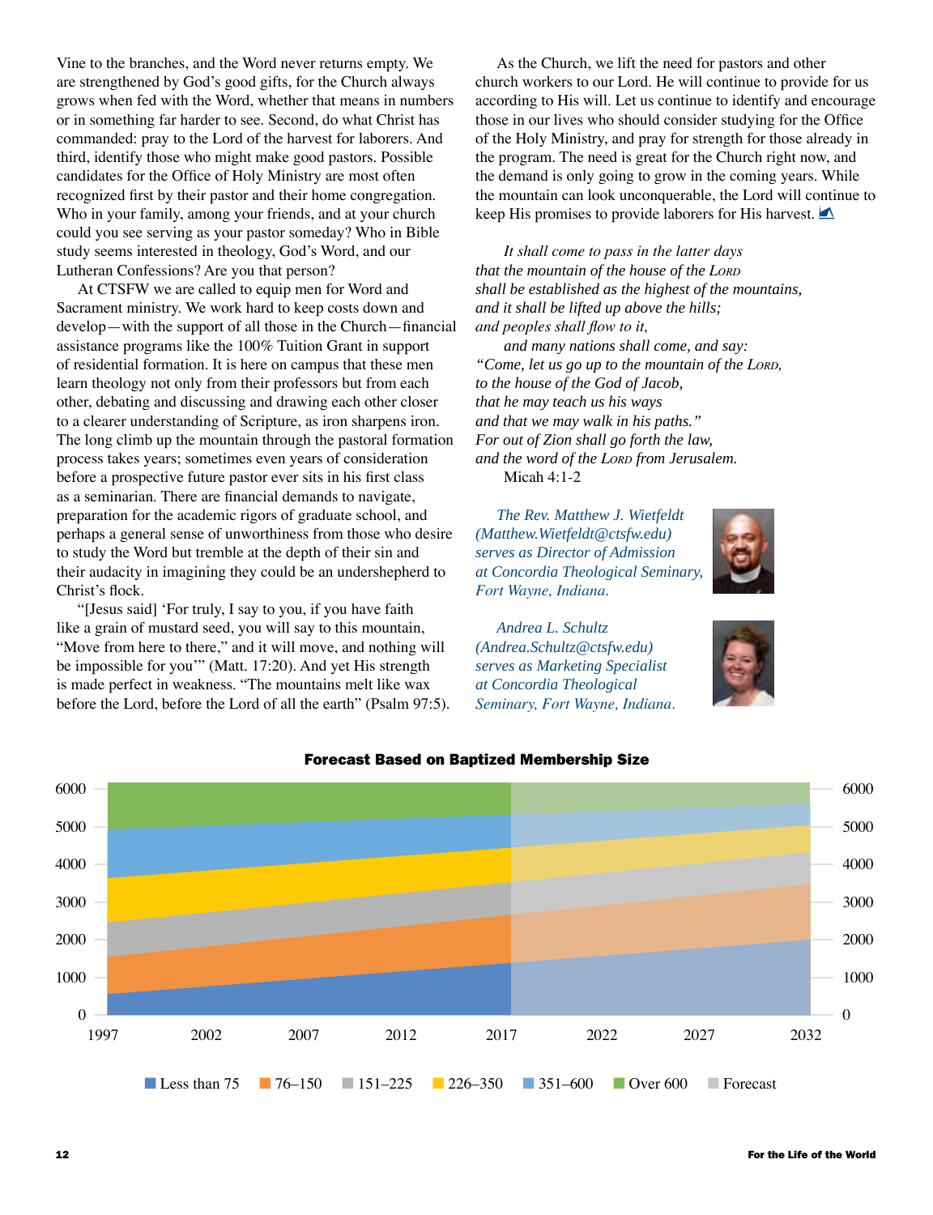Vine to the branches, and the Word never returns empty. We are strengthened by God's good gifts, for the Church always grows when fed with the Word, whether that means in numbers or in something far harder to see. Second, do what Christ has commanded: pray to the Lord of the harvest for laborers. And third, identify those who might make good pastors. Possible candidates for the Office of Holy Ministry are most often recognized first by their pastor and their home congregation. Who in your family, among your friends, and at your church could you see serving as your pastor someday? Who in Bible study seems interested in theology, God's Word, and our Lutheran Confessions? Are you that person?

At CTSFW we are called to equip men for Word and Sacrament ministry. We work hard to keep costs down and develop—with the support of all those in the Church—financial assistance programs like the 100% Tuition Grant in support of residential formation. It is here on campus that these men learn theology not only from their professors but from each other, debating and discussing and drawing each other closer to a clearer understanding of Scripture, as iron sharpens iron. The long climb up the mountain through the pastoral formation process takes years; sometimes even years of consideration before a prospective future pastor ever sits in his first class as a seminarian. There are financial demands to navigate, preparation for the academic rigors of graduate school, and perhaps a general sense of unworthiness from those who desire to study the Word but tremble at the depth of their sin and their audacity in imagining they could be an undershepherd to Christ's flock.

"[Jesus said] 'For truly, I say to you, if you have faith like a grain of mustard seed, you will say to this mountain, "Move from here to there," and it will move, and nothing will be impossible for you'" (Matt. 17:20). And yet His strength is made perfect in weakness. "The mountains melt like wax before the Lord, before the Lord of all the earth" (Psalm 97:5).

As the Church, we lift the need for pastors and other church workers to our Lord. He will continue to provide for us according to His will. Let us continue to identify and encourage those in our lives who should consider studying for the Office of the Holy Ministry, and pray for strength for those already in the program. The need is great for the Church right now, and the demand is only going to grow in the coming years. While the mountain can look unconquerable, the Lord will continue to keep His promises to provide laborers for His harvest.

*It shall come to pass in the latter days*
*that the mountain of the house of the Lord*
*shall be established as the highest of the mountains,*
*and it shall be lifted up above the hills;*
*and peoples shall flow to it,*
*and many nations shall come, and say:*
*"Come, let us go up to the mountain of the Lord,*
*to the house of the God of Jacob,*
*that he may teach us his ways*
*and that we may walk in his paths."*
*For out of Zion shall go forth the law,*
*and the word of the Lord from Jerusalem.*
Micah 4:1-2

*The Rev. Matthew J. Wietfeldt (Matthew.Wietfeldt@ctsfw.edu) serves as Director of Admission at Concordia Theological Seminary, Fort Wayne, Indiana.*

*Andrea L. Schultz (Andrea.Schultz@ctsfw.edu) serves as Marketing Specialist at Concordia Theological Seminary, Fort Wayne, Indiana.*

**Forecast Based on Baptized Membership Size**

6000
5000
4000
3000
2000
1000
0

1997 2002 2007 2012 2017 2022 2027 2032

Less than 75 | 76–150 | 151–225 | 226–350 | 351–600 | Over 600 | Forecast